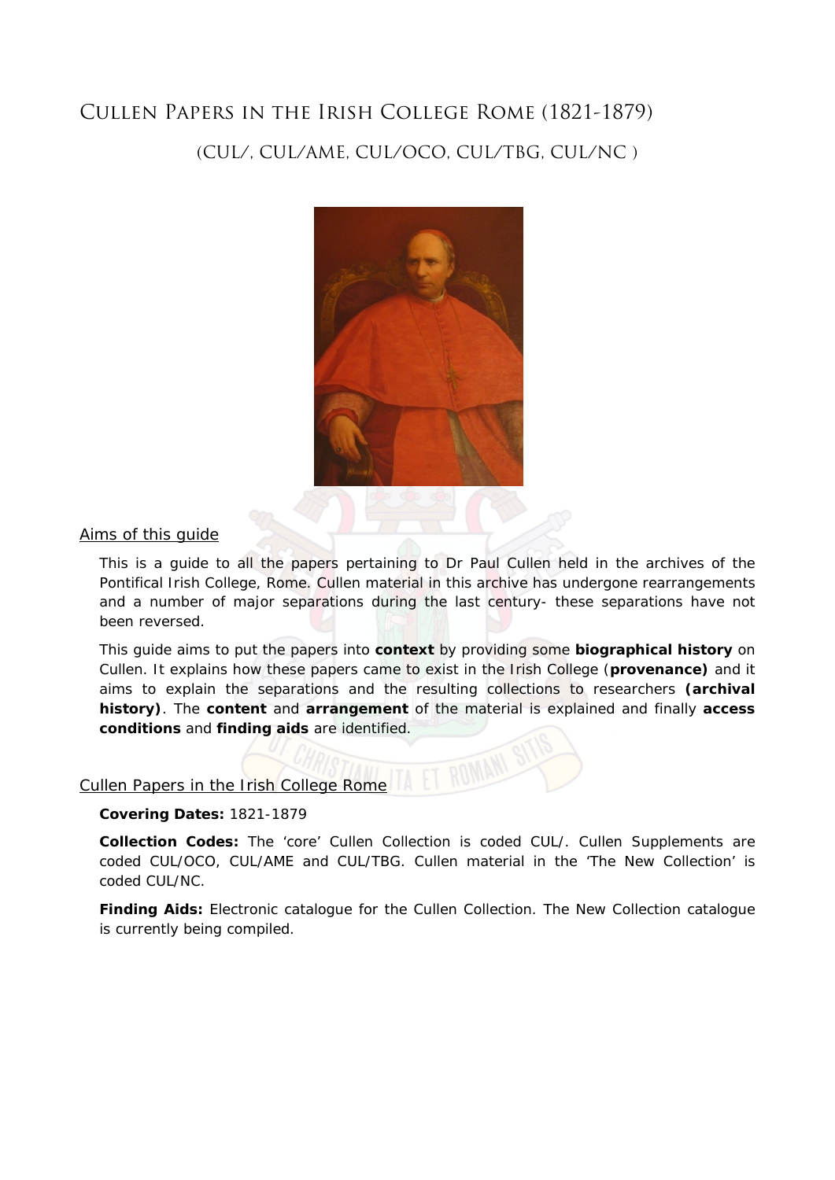# Cullen Papers in the Irish College Rome (1821-1879)

## (CUL/, CUL/AME, CUL/OCO, CUL/TBG, CUL/NC )

## Aims of this guide

This is a guide to all the papers pertaining to Dr Paul Cullen held in the archives of the Pontifical Irish College, Rome. Cullen material in this archive has undergone rearrangements and a number of major separations during the last century- these separations have not been reversed.

This guide aims to put the papers into **context** by providing some **biographical history** on Cullen. It explains how these papers came to exist in the Irish College (**provenance)** and it aims to explain the separations and the resulting collections to researchers **(archival history)**. The **content** and **arrangement** of the material is explained and finally **access conditions** and **finding aids** are identified.

## Cullen Papers in the Irish College Rome

**Covering Dates:** 1821-1879

**Collection Codes:** The 'core' Cullen Collection is coded CUL/. Cullen Supplements are coded CUL/OCO, CUL/AME and CUL/TBG. Cullen material in the 'The New Collection' is coded CUL/NC.

**Finding Aids:** Electronic catalogue for the Cullen Collection. The New Collection catalogue is currently being compiled.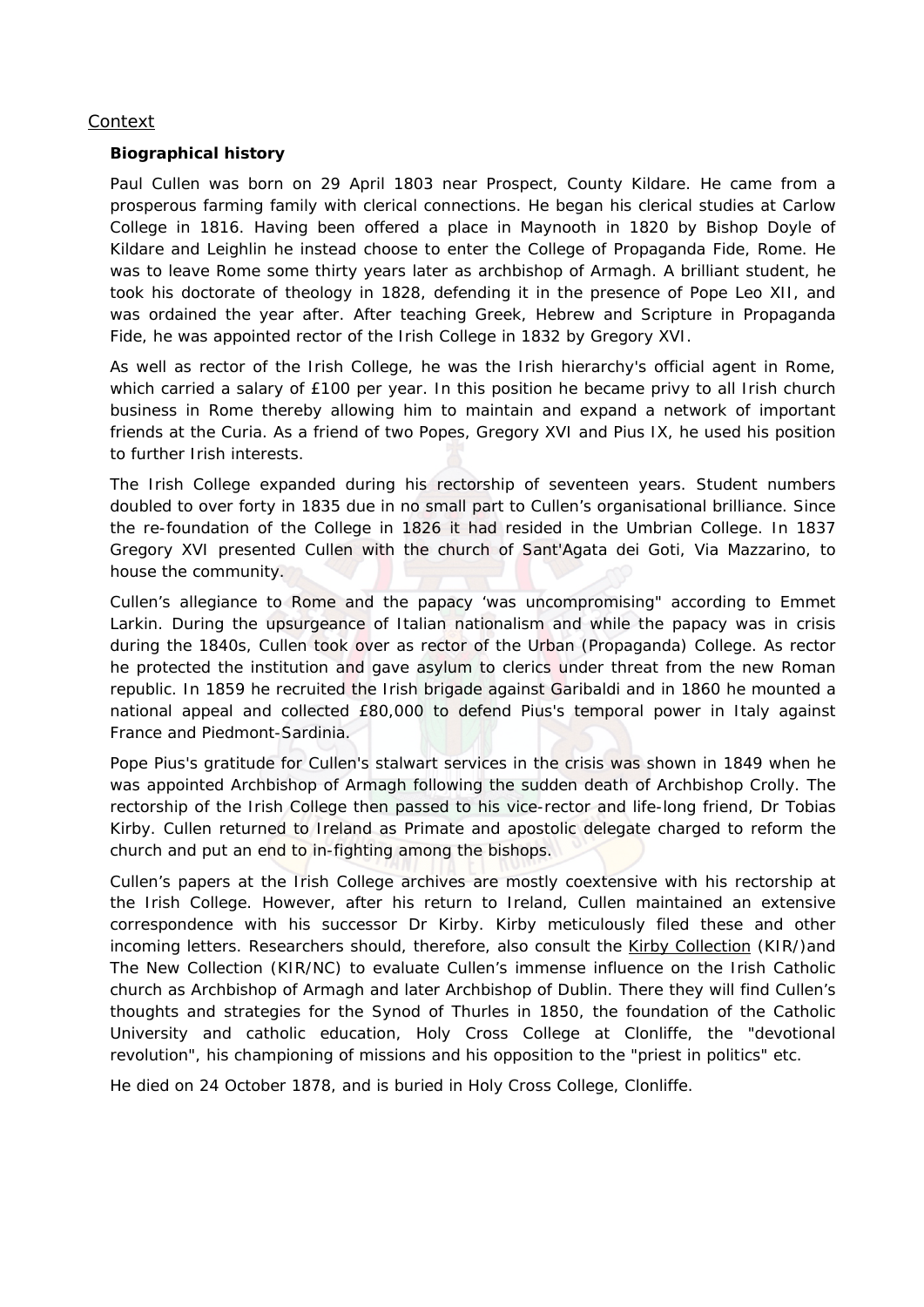## Context

### Biographical history

Paul Cullen was born on 29 April 1803 near Prospect, County Kildare. He came from a prosperous farming family with clerical connections. He began his clerical studies at Carlow College in 1816. Having been offered a place in Maynooth in 1820 by Bishop Doyle of Kildare and Leighlin he instead choose to enter the College of Propaganda Fide, Rome. He was to leave Rome some thirty years later as archbishop of Armagh. A brilliant student, he took his doctorate of theology in 1828, defending it in the presence of Pope Leo XII, and was ordained the year after. After teaching Greek, Hebrew and Scripture in Propaganda Fide, he was appointed rector of the Irish College in 1832 by Gregory XVI.

As well as rector of the Irish College, he was the Irish hierarchy's official agent in Rome, which carried a salary of £100 per year. In this position he became privy to all Irish church business in Rome thereby allowing him to maintain and expand a network of important friends at the Curia. As a friend of two Popes, Gregory XVI and Pius IX, he used his position to further Irish interests.

The Irish College expanded during his rectorship of seventeen years. Student numbers doubled to over forty in 1835 due in no small part to Cullen's organisational brilliance. Since the re-foundation of the College in 1826 it had resided in the Umbrian College. In 1837 Gregory XVI presented Cullen with the church of Sant'Agata dei Goti, Via Mazzarino, to house the community.

Cullen's allegiance to Rome and the papacy 'was uncompromising" according to Emmet Larkin. During the upsurgeance of Italian nationalism and while the papacy was in crisis during the 1840s, Cullen took over as rector of the Urban (Propaganda) College. As rector he protected the institution and gave asylum to clerics under threat from the new Roman republic. In 1859 he recruited the Irish brigade against Garibaldi and in 1860 he mounted a national appeal and collected £80,000 to defend Pius's temporal power in Italy against France and Piedmont-Sardinia.

Pope Pius's gratitude for Cullen's stalwart services in the crisis was shown in 1849 when he was appointed Archbishop of Armagh following the sudden death of Archbishop Crolly. The rectorship of the Irish College then passed to his vice-rector and life-long friend, Dr Tobias Kirby. Cullen returned to Ireland as Primate and apostolic delegate charged to reform the church and put an end to in-fighting among the bishops.

Cullen's papers at the Irish College archives are mostly coextensive with his rectorship at the Irish College. However, after his return to Ireland, Cullen maintained an extensive correspondence with his successor Dr Kirby. Kirby meticulously filed these and other incoming letters. Researchers should, therefore, also consult the Kirby Collection (KIR/)and The New Collection (KIR/NC) to evaluate Cullen's immense influence on the Irish Catholic church as Archbishop of Armagh and later Archbishop of Dublin. There they will find Cullen's thoughts and strategies for the Synod of Thurles in 1850, the foundation of the Catholic University and catholic education, Holy Cross College at Clonliffe, the "devotional revolution", his championing of missions and his opposition to the "priest in politics" etc.

He died on 24 October 1878, and is buried in Holy Cross College, Clonliffe.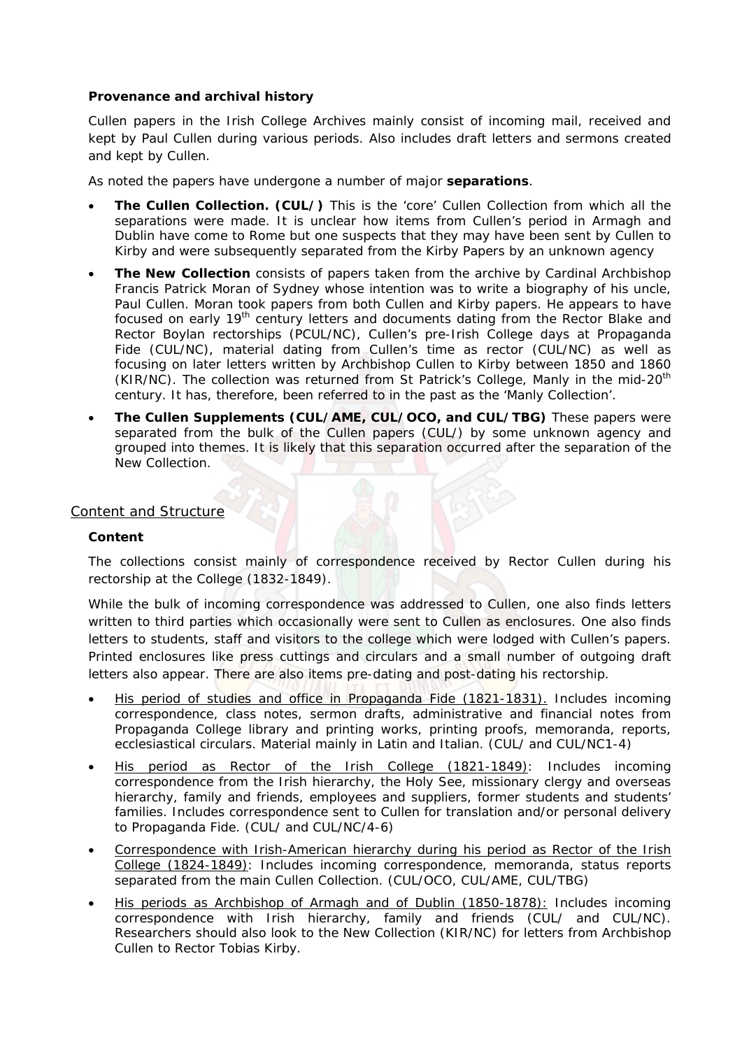**Provenance and archival history**

Cullen papers in the Irish College Archives mainly consist of incoming mail, received and kept by Paul Cullen during various periods. Also includes draft letters and sermons created and kept by Cullen.

As noted the papers have undergone a number of major **separations**.

- **The Cullen Collection. (CUL/)** This is the 'core' Cullen Collection from which all the separations were made. It is unclear how items from Cullen's period in Armagh and Dublin have come to Rome but one suspects that they may have been sent by Cullen to Kirby and were subsequently separated from the Kirby Papers by an unknown agency
- **The New Collection** consists of papers taken from the archive by Cardinal Archbishop Francis Patrick Moran of Sydney whose intention was to write a biography of his uncle, Paul Cullen. Moran took papers from both Cullen and Kirby papers. He appears to have focused on early 19th century letters and documents dating from the Rector Blake and Rector Boylan rectorships (PCUL/NC), Cullen's pre-Irish College days at Propaganda Fide (CUL/NC), material dating from Cullen's time as rector (CUL/NC) as well as focusing on later letters written by Archbishop Cullen to Kirby between 1850 and 1860 (KIR/NC). The collection was returned from St Patrick's College, Manly in the mid-20th century. It has, therefore, been referred to in the past as the 'Manly Collection'.
- **The Cullen Supplements (CUL/AME, CUL/OCO, and CUL/TBG)** These papers were separated from the bulk of the Cullen papers (CUL/) by some unknown agency and grouped into themes. It is likely that this separation occurred after the separation of the New Collection.

## Content and Structure

**Content**

The collections consist mainly of correspondence received by Rector Cullen during his rectorship at the College (1832-1849).

While the bulk of incoming correspondence was addressed to Cullen, one also finds letters written to third parties which occasionally were sent to Cullen as enclosures. One also finds letters to students, staff and visitors to the college which were lodged with Cullen's papers. Printed enclosures like press cuttings and circulars and a small number of outgoing draft letters also appear. There are also items pre-dating and post-dating his rectorship.

- His period of studies and office in Propaganda Fide (1821-1831). Includes incoming correspondence, class notes, sermon drafts, administrative and financial notes from Propaganda College library and printing works, printing proofs, memoranda, reports, ecclesiastical circulars. Material mainly in Latin and Italian. (CUL/ and CUL/NC1-4)
- His period as Rector of the Irish College (1821-1849): Includes incoming correspondence from the Irish hierarchy, the Holy See, missionary clergy and overseas hierarchy, family and friends, employees and suppliers, former students and students' families. Includes correspondence sent to Cullen for translation and/or personal delivery to Propaganda Fide. (CUL/ and CUL/NC/4-6)
- Correspondence with Irish-American hierarchy during his period as Rector of the Irish College (1824-1849): Includes incoming correspondence, memoranda, status reports separated from the main Cullen Collection. (CUL/OCO, CUL/AME, CUL/TBG)
- His periods as Archbishop of Armagh and of Dublin (1850-1878): Includes incoming correspondence with Irish hierarchy, family and friends (CUL/ and CUL/NC). Researchers should also look to the New Collection (KIR/NC) for letters from Archbishop Cullen to Rector Tobias Kirby.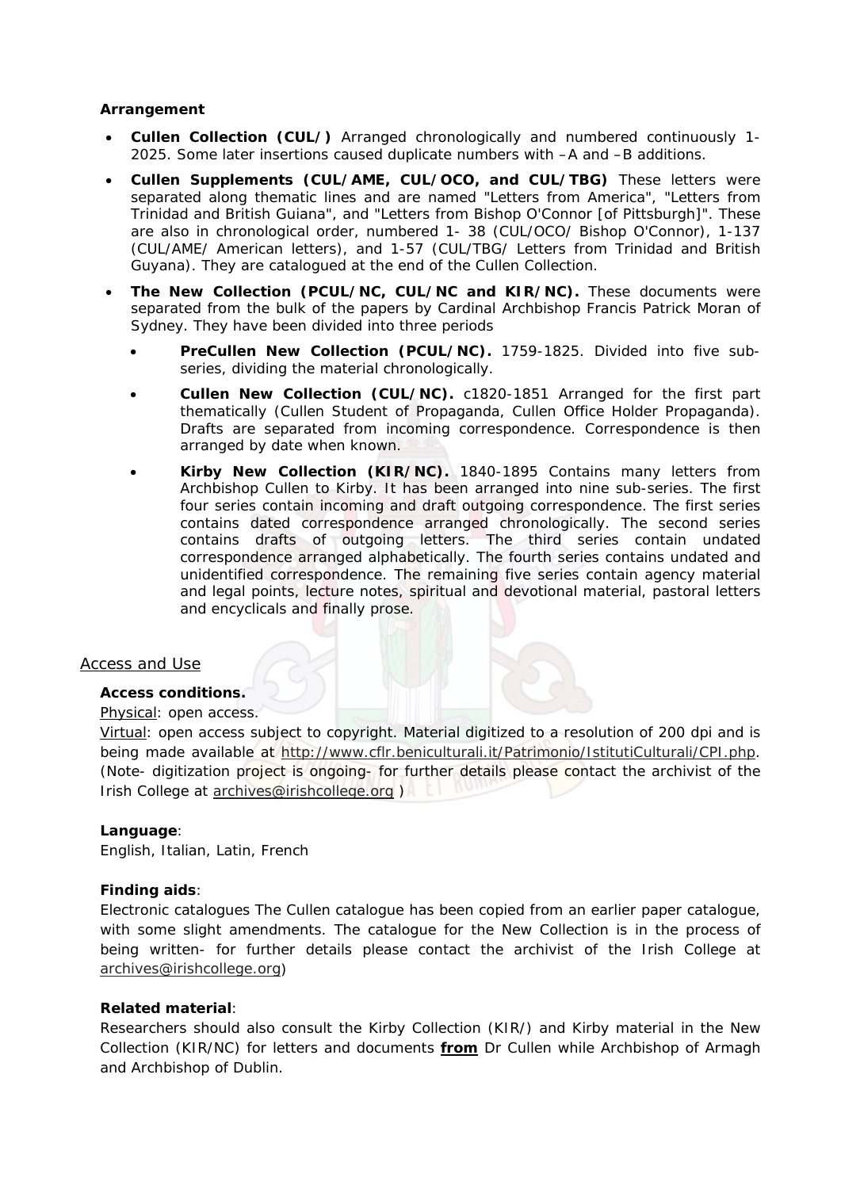**Arrangement**

- **Cullen Collection (CUL/)** Arranged chronologically and numbered continuously 1-2025. Some later insertions caused duplicate numbers with –A and –B additions.
- **Cullen Supplements (CUL/AME, CUL/OCO, and CUL/TBG)** These letters were separated along thematic lines and are named "Letters from America", "Letters from Trinidad and British Guiana", and "Letters from Bishop O'Connor [of Pittsburgh]". These are also in chronological order, numbered 1- 38 (CUL/OCO/ Bishop O'Connor), 1-137 (CUL/AME/ American letters), and 1-57 (CUL/TBG/ Letters from Trinidad and British Guyana). They are catalogued at the end of the Cullen Collection.
- **The New Collection (PCUL/NC, CUL/NC and KIR/NC).** These documents were separated from the bulk of the papers by Cardinal Archbishop Francis Patrick Moran of Sydney. They have been divided into three periods
  - **PreCullen New Collection (PCUL/NC).** 1759-1825. Divided into five sub-series, dividing the material chronologically.
  - **Cullen New Collection (CUL/NC).** c1820-1851 Arranged for the first part thematically (Cullen Student of Propaganda, Cullen Office Holder Propaganda). Drafts are separated from incoming correspondence. Correspondence is then arranged by date when known.
  - **Kirby New Collection (KIR/NC).** 1840-1895 Contains many letters from Archbishop Cullen to Kirby. It has been arranged into nine sub-series. The first four series contain incoming and draft outgoing correspondence. The first series contains dated correspondence arranged chronologically. The second series contains drafts of outgoing letters. The third series contain undated correspondence arranged alphabetically. The fourth series contains undated and unidentified correspondence. The remaining five series contain agency material and legal points, lecture notes, spiritual and devotional material, pastoral letters and encyclicals and finally prose.

## Access and Use

**Access conditions.**

Physical: open access.

Virtual: open access subject to copyright. Material digitized to a resolution of 200 dpi and is being made available at http://www.cflr.beniculturali.it/Patrimonio/IstitutiCulturali/CPI.php. (Note- digitization project is ongoing- for further details please contact the archivist of the Irish College at archives@irishcollege.org )

**Language**:

English, Italian, Latin, French

**Finding aids**:

Electronic catalogues The Cullen catalogue has been copied from an earlier paper catalogue, with some slight amendments. The catalogue for the New Collection is in the process of being written- for further details please contact the archivist of the Irish College at archives@irishcollege.org)

**Related material**:

Researchers should also consult the Kirby Collection (KIR/) and Kirby material in the New Collection (KIR/NC) for letters and documents **from** Dr Cullen while Archbishop of Armagh and Archbishop of Dublin.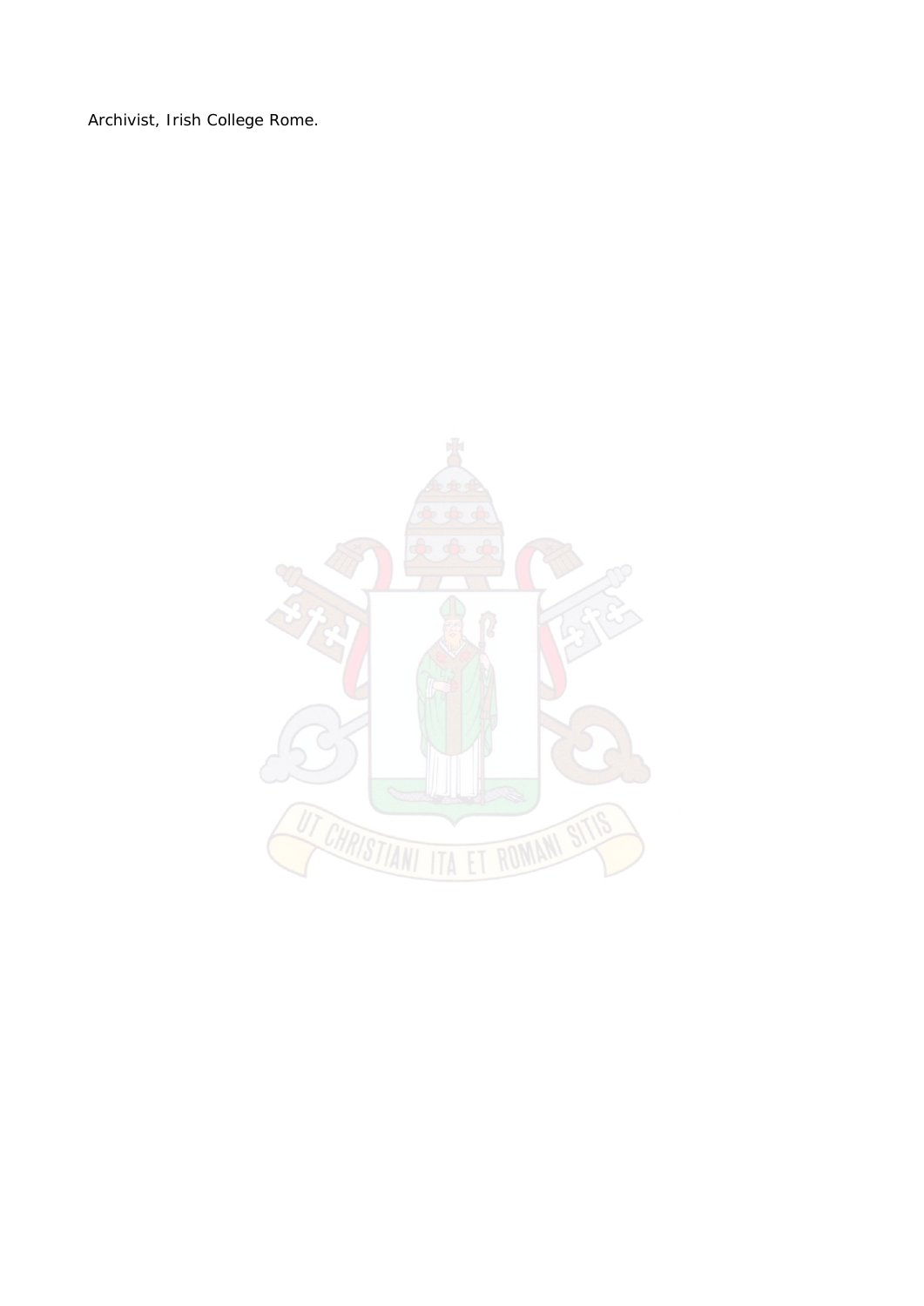Archivist, Irish College Rome.